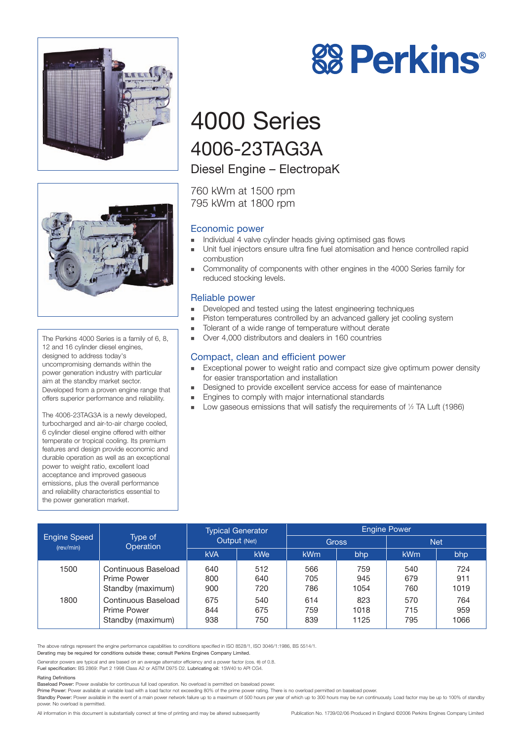# Perkins®

# 4000 Series

## 4006-23TAG3A

### Diesel Engine – ElectropaK

760 kWm at 1500 rpm
795 kWm at 1800 rpm

The Perkins 4000 Series is a family of 6, 8, 12 and 16 cylinder diesel engines, designed to address today's uncompromising demands within the power generation industry with particular aim at the standby market sector. Developed from a proven engine range that offers superior performance and reliability.

The 4006-23TAG3A is a newly developed, turbocharged and air-to-air charge cooled, 6 cylinder diesel engine offered with either temperate or tropical cooling. Its premium features and design provide economic and durable operation as well as an exceptional power to weight ratio, excellent load acceptance and improved gaseous emissions, plus the overall performance and reliability characteristics essential to the power generation market.

### Economic power

- Individual 4 valve cylinder heads giving optimised gas flows
- Unit fuel injectors ensure ultra fine fuel atomisation and hence controlled rapid combustion
- Commonality of components with other engines in the 4000 Series family for reduced stocking levels.

### Reliable power

- Developed and tested using the latest engineering techniques
- Piston temperatures controlled by an advanced gallery jet cooling system
- Tolerant of a wide range of temperature without derate
- Over 4,000 distributors and dealers in 160 countries

### Compact, clean and efficient power

- Exceptional power to weight ratio and compact size give optimum power density for easier transportation and installation
- Designed to provide excellent service access for ease of maintenance
- Engines to comply with major international standards
- Low gaseous emissions that will satisfy the requirements of ½ TA Luft (1986)

| Engine Speed (rev/min) | Type of Operation | Typical Generator Output (Net) | | Engine Power | | | |
|---|---|---|---|---|---|---|---|
| | | | | Gross | | Net | |
| | | kVA | kWe | kWm | bhp | kWm | bhp |
| 1500 | Continuous Baseload | 640 | 512 | 566 | 759 | 540 | 724 |
| | Prime Power | 800 | 640 | 705 | 945 | 679 | 911 |
| | Standby (maximum) | 900 | 720 | 786 | 1054 | 760 | 1019 |
| 1800 | Continuous Baseload | 675 | 540 | 614 | 823 | 570 | 764 |
| | Prime Power | 844 | 675 | 759 | 1018 | 715 | 959 |
| | Standby (maximum) | 938 | 750 | 839 | 1125 | 795 | 1066 |

The above ratings represent the engine performance capabilities to conditions specified in ISO 8528/1, ISO 3046/1:1986, BS 5514/1.
Derating may be required for conditions outside these; consult Perkins Engines Company Limited.

Generator powers are typical and are based on an average alternator efficiency and a power factor (cos. θ) of 0.8.
**Fuel specification:** BS 2869: Part 2 1998 Class A2 or ASTM D975 D2. **Lubricating oil:** 15W40 to API CG4.

**Rating Definitions**
**Baseload Power:** Power available for continuous full load operation. No overload is permitted on baseload power.
**Prime Power:** Power available at variable load with a load factor not exceeding 80% of the prime power rating. There is no overload permitted on baseload power.
**Standby Power:** Power available in the event of a main power network failure up to a maximum of 500 hours per year of which up to 300 hours may be run continuously. Load factor may be up to 100% of standby power. No overload is permitted.

All information in this document is substantially correct at time of printing and may be altered subsequently

Publication No. 1739/02/06 Produced in England ©2006 Perkins Engines Company Limited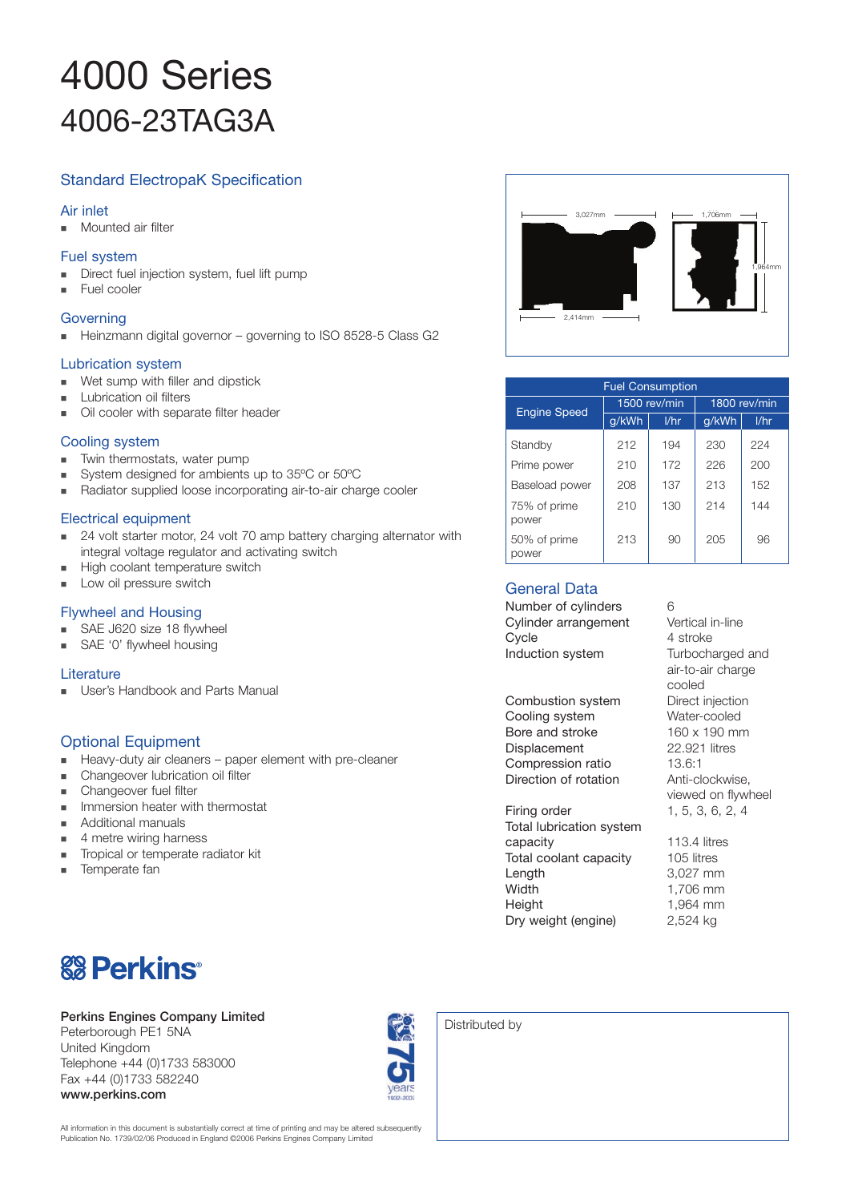# 4000 Series
## 4006-23TAG3A

### Standard ElectropaK Specification

#### Air inlet
- Mounted air filter

#### Fuel system
- Direct fuel injection system, fuel lift pump
- Fuel cooler

#### Governing
- Heinzmann digital governor – governing to ISO 8528-5 Class G2

#### Lubrication system
- Wet sump with filler and dipstick
- Lubrication oil filters
- Oil cooler with separate filter header

#### Cooling system
- Twin thermostats, water pump
- System designed for ambients up to 35ºC or 50ºC
- Radiator supplied loose incorporating air-to-air charge cooler

#### Electrical equipment
- 24 volt starter motor, 24 volt 70 amp battery charging alternator with integral voltage regulator and activating switch
- High coolant temperature switch
- Low oil pressure switch

#### Flywheel and Housing
- SAE J620 size 18 flywheel
- SAE '0' flywheel housing

#### Literature
- User's Handbook and Parts Manual

### Optional Equipment
- Heavy-duty air cleaners – paper element with pre-cleaner
- Changeover lubrication oil filter
- Changeover fuel filter
- Immersion heater with thermostat
- Additional manuals
- 4 metre wiring harness
- Tropical or temperate radiator kit
- Temperate fan

3,027mm
1,706mm
1,964mm
2,414mm

| Fuel Consumption | | | | |
|---|---|---|---|---|
| Engine Speed | 1500 rev/min | | 1800 rev/min | |
| | g/kWh | l/hr | g/kWh | l/hr |
| Standby | 212 | 194 | 230 | 224 |
| Prime power | 210 | 172 | 226 | 200 |
| Baseload power | 208 | 137 | 213 | 152 |
| 75% of prime power | 210 | 130 | 214 | 144 |
| 50% of prime power | 213 | 90 | 205 | 96 |

### General Data

| | |
|---|---|
| Number of cylinders | 6 |
| Cylinder arrangement | Vertical in-line |
| Cycle | 4 stroke |
| Induction system | Turbocharged and air-to-air charge cooled |
| Combustion system | Direct injection |
| Cooling system | Water-cooled |
| Bore and stroke | 160 x 190 mm |
| Displacement | 22.921 litres |
| Compression ratio | 13.6:1 |
| Direction of rotation | Anti-clockwise, viewed on flywheel |
| Firing order | 1, 5, 3, 6, 2, 4 |
| Total lubrication system capacity | 113.4 litres |
| Total coolant capacity | 105 litres |
| Length | 3,027 mm |
| Width | 1,706 mm |
| Height | 1,964 mm |
| Dry weight (engine) | 2,524 kg |

**Perkins**

**Perkins Engines Company Limited**
Peterborough PE1 5NA
United Kingdom
Telephone +44 (0)1733 583000
Fax +44 (0)1733 582240
**www.perkins.com**

Distributed by

All information in this document is substantially correct at time of printing and may be altered subsequently
Publication No. 1739/02/06 Produced in England ©2006 Perkins Engines Company Limited